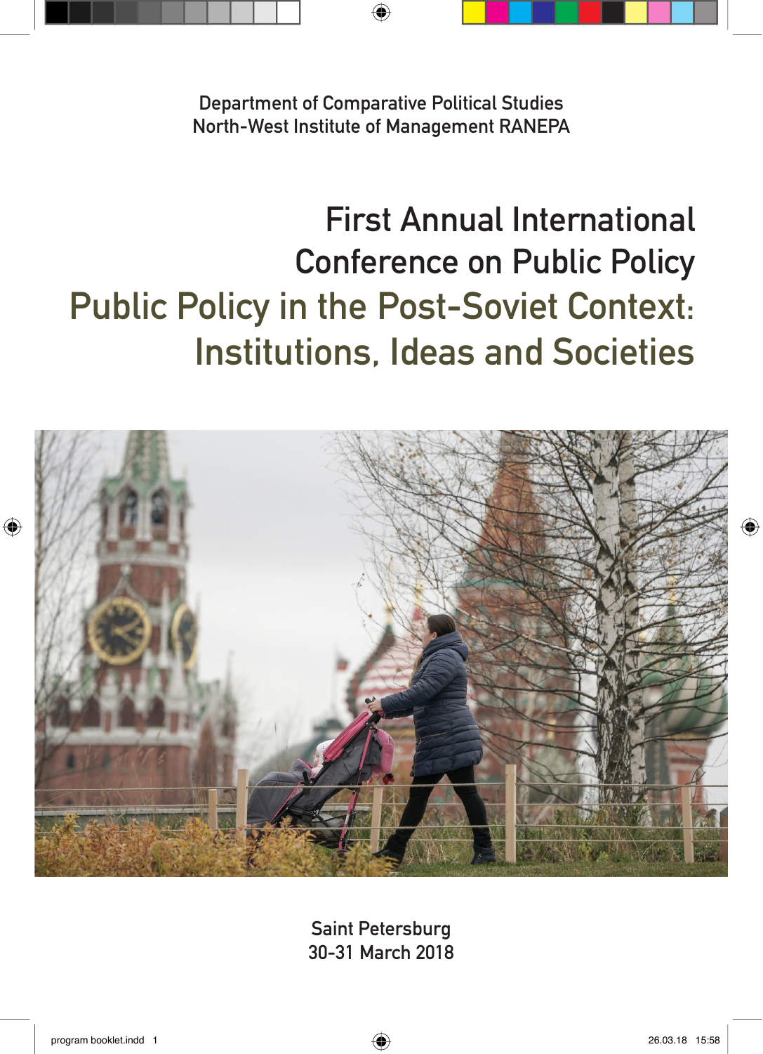Department of Comparative Political Studies
North-West Institute of Management RANEPA

# First Annual International Conference on Public Policy

# Public Policy in the Post-Soviet Context: Institutions, Ideas and Societies

Saint Petersburg
30-31 March 2018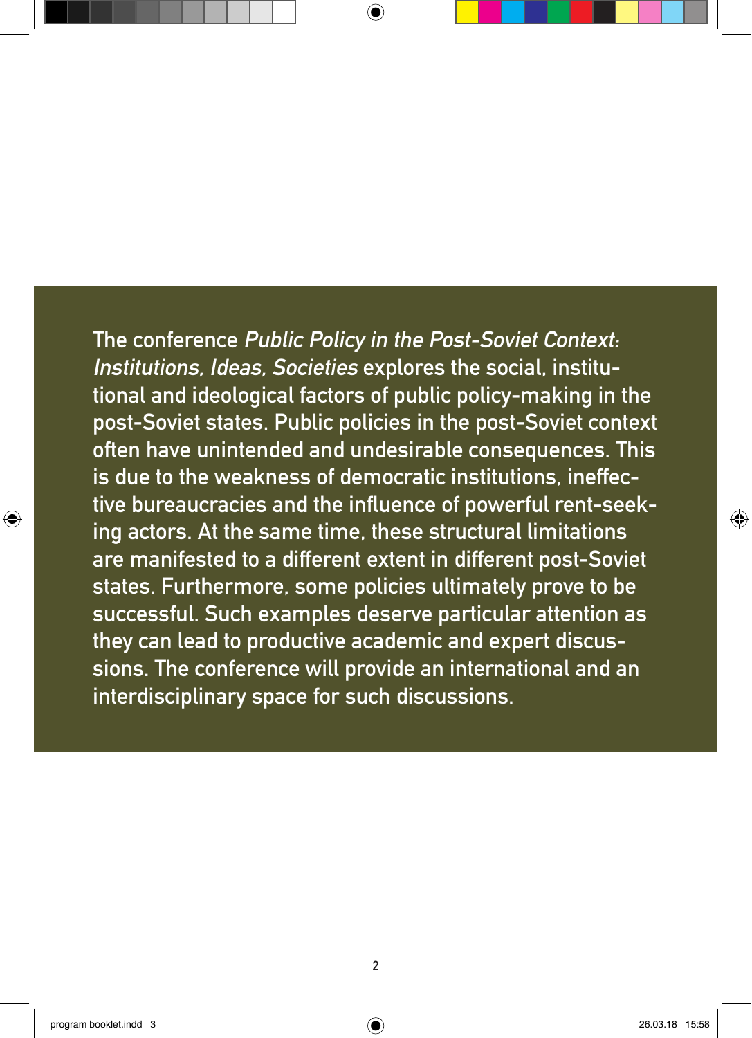The conference *Public Policy in the Post-Soviet Context: Institutions, Ideas, Societies* explores the social, institutional and ideological factors of public policy-making in the post-Soviet states. Public policies in the post-Soviet context often have unintended and undesirable consequences. This is due to the weakness of democratic institutions, ineffective bureaucracies and the influence of powerful rent-seeking actors. At the same time, these structural limitations are manifested to a different extent in different post-Soviet states. Furthermore, some policies ultimately prove to be successful. Such examples deserve particular attention as they can lead to productive academic and expert discussions. The conference will provide an international and an interdisciplinary space for such discussions.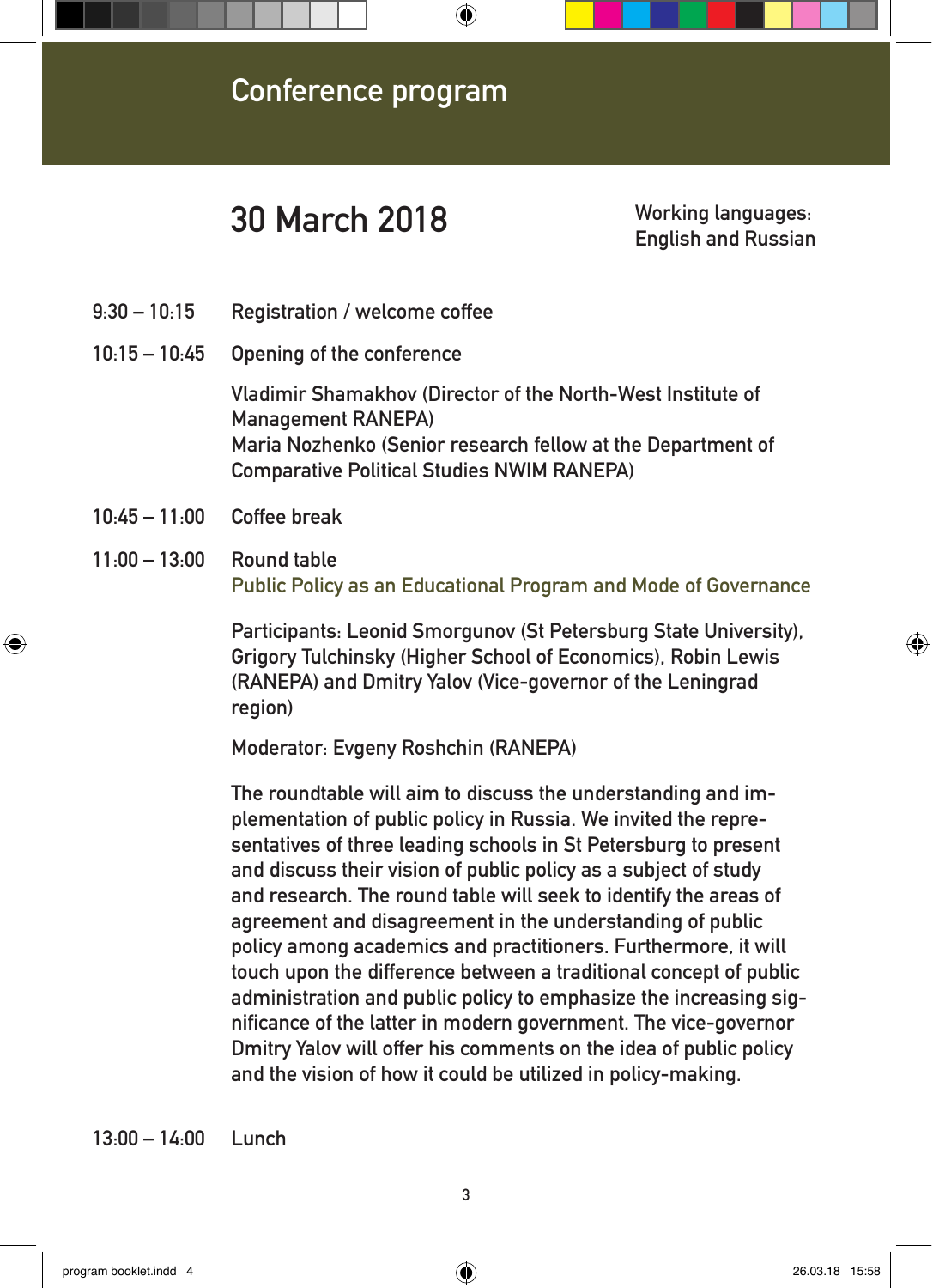# Conference program

## 30 March 2018

Working languages:
English and Russian

| | |
|---|---|
| 9:30 – 10:15 | Registration / welcome coffee |
| 10:15 – 10:45 | Opening of the conference |

Vladimir Shamakhov (Director of the North-West Institute of Management RANEPA)
Maria Nozhenko (Senior research fellow at the Department of Comparative Political Studies NWIM RANEPA)

10:45 – 11:00 Coffee break

11:00 – 13:00 Round table
**Public Policy as an Educational Program and Mode of Governance**

Participants: Leonid Smorgunov (St Petersburg State University), Grigory Tulchinsky (Higher School of Economics), Robin Lewis (RANEPA) and Dmitry Yalov (Vice-governor of the Leningrad region)

Moderator: Evgeny Roshchin (RANEPA)

The roundtable will aim to discuss the understanding and implementation of public policy in Russia. We invited the representatives of three leading schools in St Petersburg to present and discuss their vision of public policy as a subject of study and research. The round table will seek to identify the areas of agreement and disagreement in the understanding of public policy among academics and practitioners. Furthermore, it will touch upon the difference between a traditional concept of public administration and public policy to emphasize the increasing significance of the latter in modern government. The vice-governor Dmitry Yalov will offer his comments on the idea of public policy and the vision of how it could be utilized in policy-making.

13:00 – 14:00 Lunch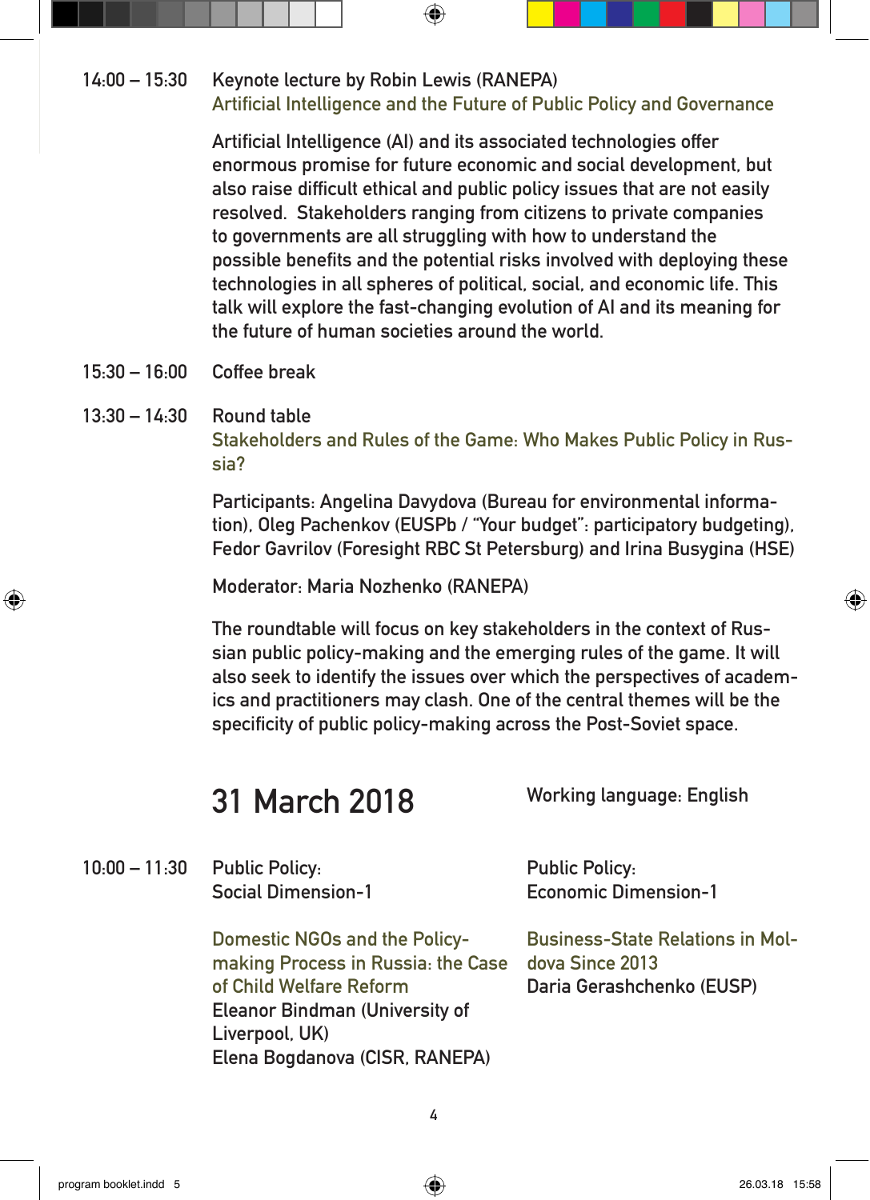14:00 – 15:30 Keynote lecture by Robin Lewis (RANEPA)
*Artificial Intelligence and the Future of Public Policy and Governance*

Artificial Intelligence (AI) and its associated technologies offer enormous promise for future economic and social development, but also raise difficult ethical and public policy issues that are not easily resolved. Stakeholders ranging from citizens to private companies to governments are all struggling with how to understand the possible benefits and the potential risks involved with deploying these technologies in all spheres of political, social, and economic life. This talk will explore the fast-changing evolution of AI and its meaning for the future of human societies around the world.

15:30 – 16:00 Coffee break

13:30 – 14:30 Round table
*Stakeholders and Rules of the Game: Who Makes Public Policy in Russia?*

Participants: Angelina Davydova (Bureau for environmental information), Oleg Pachenkov (EUSPb / "Your budget": participatory budgeting), Fedor Gavrilov (Foresight RBC St Petersburg) and Irina Busygina (HSE)

Moderator: Maria Nozhenko (RANEPA)

The roundtable will focus on key stakeholders in the context of Russian public policy-making and the emerging rules of the game. It will also seek to identify the issues over which the perspectives of academics and practitioners may clash. One of the central themes will be the specificity of public policy-making across the Post-Soviet space.

## 31 March 2018

Working language: English

10:00 – 11:30

**Public Policy: Social Dimension-1**

*Domestic NGOs and the Policy-making Process in Russia: the Case of Child Welfare Reform*
Eleanor Bindman (University of Liverpool, UK)
Elena Bogdanova (CISR, RANEPA)

**Public Policy: Economic Dimension-1**

*Business-State Relations in Moldova Since 2013*
Daria Gerashchenko (EUSP)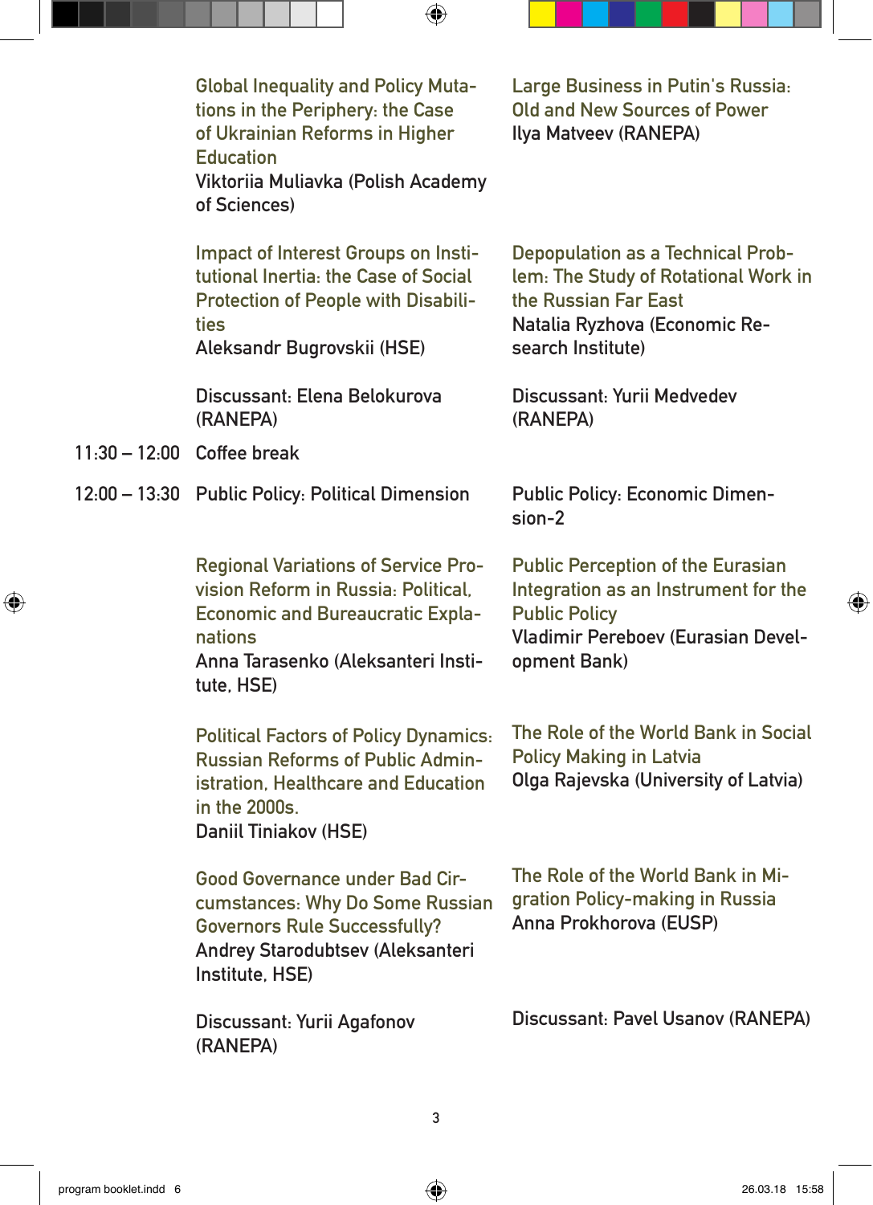Global Inequality and Policy Mutations in the Periphery: the Case of Ukrainian Reforms in Higher Education
Viktoriia Muliavka (Polish Academy of Sciences)

Impact of Interest Groups on Institutional Inertia: the Case of Social Protection of People with Disabilities
Aleksandr Bugrovskii (HSE)

Discussant: Elena Belokurova (RANEPA)

Large Business in Putin's Russia: Old and New Sources of Power
Ilya Matveev (RANEPA)

Depopulation as a Technical Problem: The Study of Rotational Work in the Russian Far East
Natalia Ryzhova (Economic Research Institute)

Discussant: Yurii Medvedev (RANEPA)

11:30 – 12:00 Coffee break

12:00 – 13:30 **Public Policy: Political Dimension**

Regional Variations of Service Provision Reform in Russia: Political, Economic and Bureaucratic Explanations
Anna Tarasenko (Aleksanteri Institute, HSE)

Political Factors of Policy Dynamics: Russian Reforms of Public Administration, Healthcare and Education in the 2000s.
Daniil Tiniakov (HSE)

Good Governance under Bad Circumstances: Why Do Some Russian Governors Rule Successfully?
Andrey Starodubtsev (Aleksanteri Institute, HSE)

Discussant: Yurii Agafonov (RANEPA)

**Public Policy: Economic Dimension-2**

Public Perception of the Eurasian Integration as an Instrument for the Public Policy
Vladimir Pereboev (Eurasian Development Bank)

The Role of the World Bank in Social Policy Making in Latvia
Olga Rajevska (University of Latvia)

The Role of the World Bank in Migration Policy-making in Russia
Anna Prokhorova (EUSP)

Discussant: Pavel Usanov (RANEPA)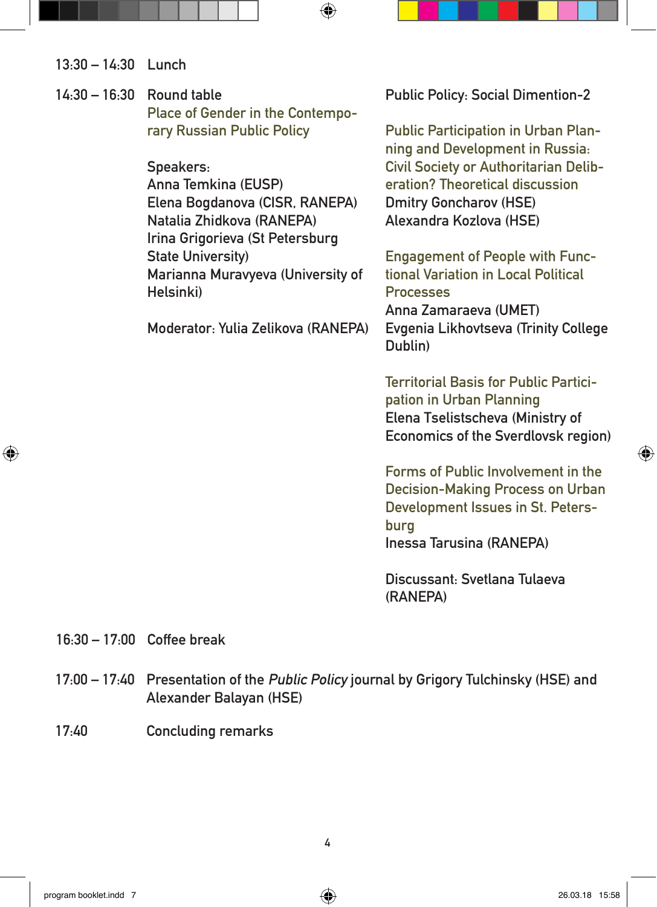13:30 – 14:30 Lunch

14:30 – 16:30 Round table

Place of Gender in the Contemporary Russian Public Policy

Speakers:
Anna Temkina (EUSP)
Elena Bogdanova (CISR, RANEPA)
Natalia Zhidkova (RANEPA)
Irina Grigorieva (St Petersburg State University)
Marianna Muravyeva (University of Helsinki)

Moderator: Yulia Zelikova (RANEPA)

Public Policy: Social Dimention-2

Public Participation in Urban Planning and Development in Russia: Civil Society or Authoritarian Deliberation? Theoretical discussion
Dmitry Goncharov (HSE)
Alexandra Kozlova (HSE)

Engagement of People with Functional Variation in Local Political Processes
Anna Zamaraeva (UMET)
Evgenia Likhovtseva (Trinity College Dublin)

Territorial Basis for Public Participation in Urban Planning
Elena Tselistscheva (Ministry of Economics of the Sverdlovsk region)

Forms of Public Involvement in the Decision-Making Process on Urban Development Issues in St. Petersburg
Inessa Tarusina (RANEPA)

Discussant: Svetlana Tulaeva (RANEPA)

16:30 – 17:00 Coffee break

17:00 – 17:40 Presentation of the *Public Policy* journal by Grigory Tulchinsky (HSE) and Alexander Balayan (HSE)

17:40 Concluding remarks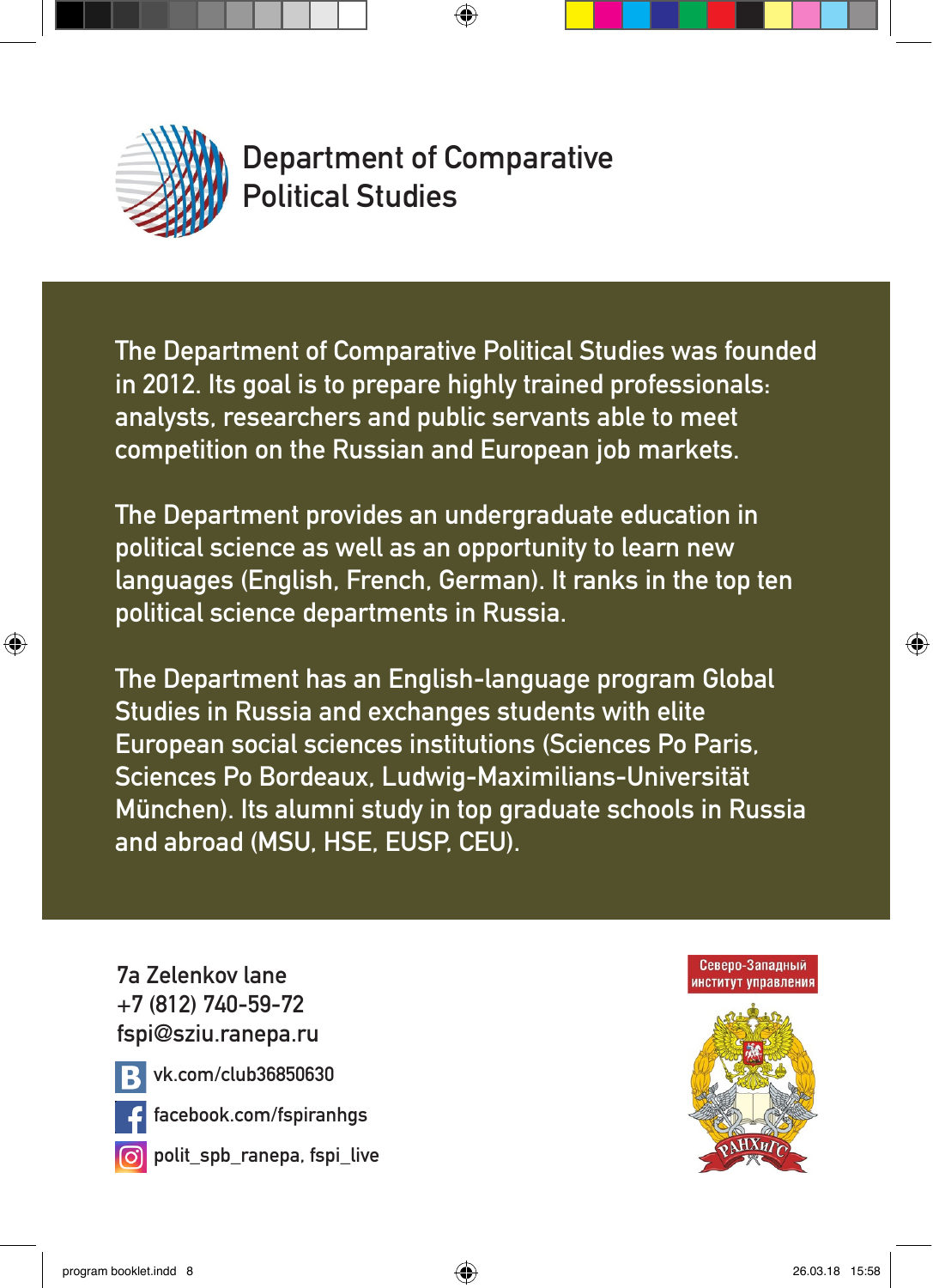# Department of Comparative Political Studies

The Department of Comparative Political Studies was founded in 2012. Its goal is to prepare highly trained professionals: analysts, researchers and public servants able to meet competition on the Russian and European job markets.

The Department provides an undergraduate education in political science as well as an opportunity to learn new languages (English, French, German). It ranks in the top ten political science departments in Russia.

The Department has an English-language program Global Studies in Russia and exchanges students with elite European social sciences institutions (Sciences Po Paris, Sciences Po Bordeaux, Ludwig-Maximilians-Universität München). Its alumni study in top graduate schools in Russia and abroad (MSU, HSE, EUSP, CEU).

7a Zelenkov lane
+7 (812) 740-59-72
fspi@sziu.ranepa.ru

vk.com/club36850630
facebook.com/fspiranhgs
polit_spb_ranepa, fspi_live

Северо-Западный институт управления

РАНХиГС